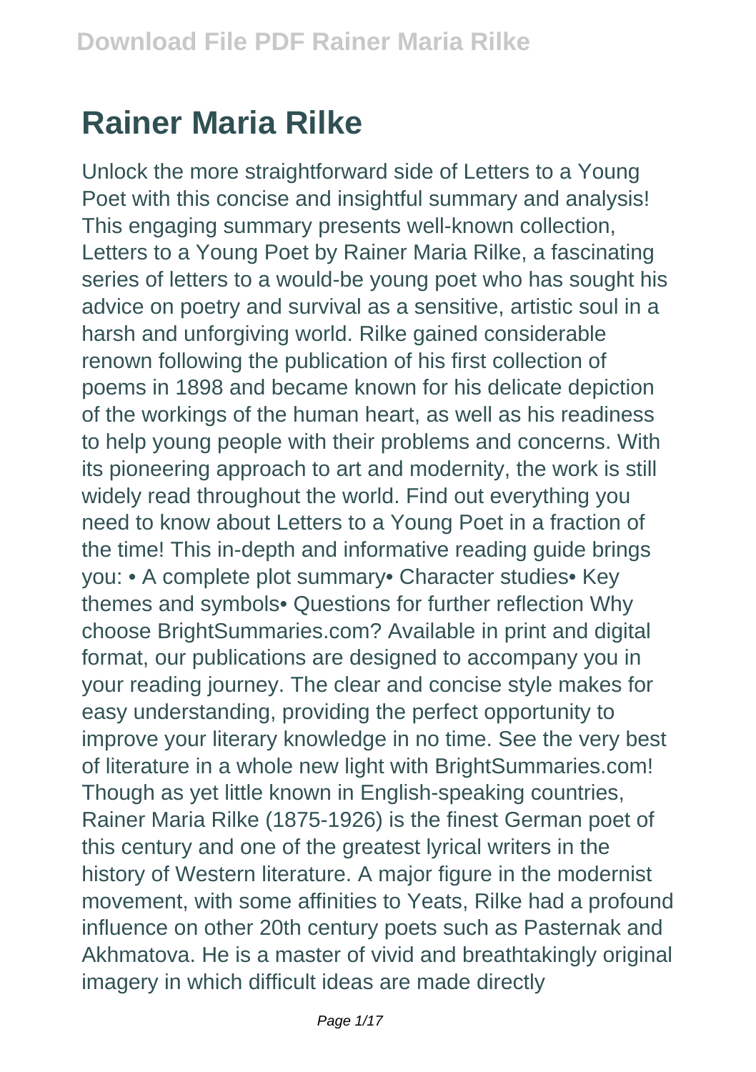# Rainer Maria Rilke

Unlock the more straightforward side of Letters to a Young Poet with this concise and insightful summary and analysis! This engaging summary presents well-known collection, Letters to a Young Poet by Rainer Maria Rilke, a fascinating series of letters to a would-be young poet who has sought his advice on poetry and survival as a sensitive, artistic soul in a harsh and unforgiving world. Rilke gained considerable renown following the publication of his first collection of poems in 1898 and became known for his delicate depiction of the workings of the human heart, as well as his readiness to help young people with their problems and concerns. With its pioneering approach to art and modernity, the work is still widely read throughout the world. Find out everything you need to know about Letters to a Young Poet in a fraction of the time! This in-depth and informative reading guide brings you: • A complete plot summary• Character studies• Key themes and symbols• Questions for further reflection Why choose BrightSummaries.com? Available in print and digital format, our publications are designed to accompany you in your reading journey. The clear and concise style makes for easy understanding, providing the perfect opportunity to improve your literary knowledge in no time. See the very best of literature in a whole new light with BrightSummaries.com! Though as yet little known in English-speaking countries, Rainer Maria Rilke (1875-1926) is the finest German poet of this century and one of the greatest lyrical writers in the history of Western literature. A major figure in the modernist movement, with some affinities to Yeats, Rilke had a profound influence on other 20th century poets such as Pasternak and Akhmatova. He is a master of vivid and breathtakingly original imagery in which difficult ideas are made directly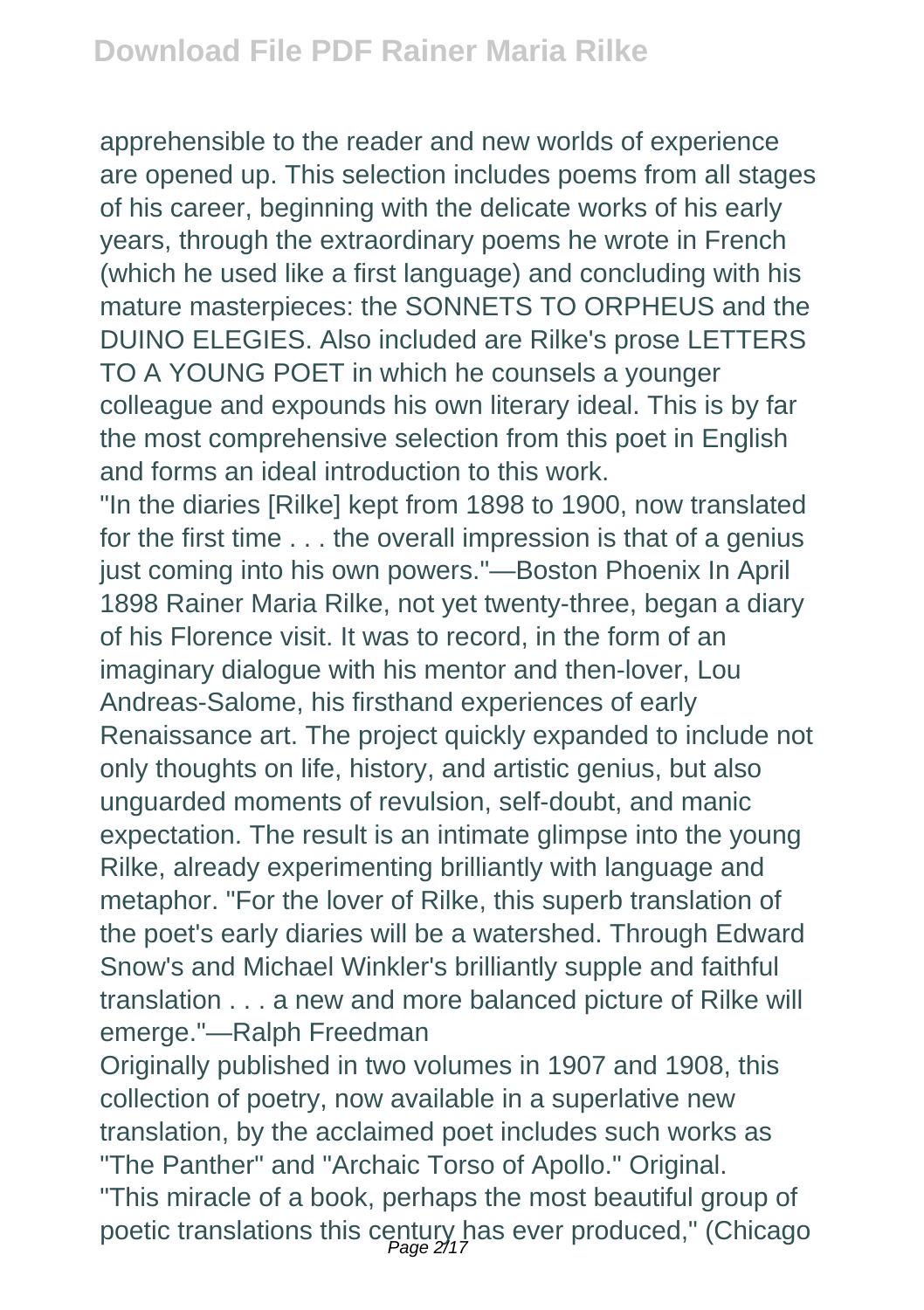apprehensible to the reader and new worlds of experience are opened up. This selection includes poems from all stages of his career, beginning with the delicate works of his early years, through the extraordinary poems he wrote in French (which he used like a first language) and concluding with his mature masterpieces: the SONNETS TO ORPHEUS and the DUINO ELEGIES. Also included are Rilke's prose LETTERS TO A YOUNG POET in which he counsels a younger colleague and expounds his own literary ideal. This is by far the most comprehensive selection from this poet in English and forms an ideal introduction to this work.

"In the diaries [Rilke] kept from 1898 to 1900, now translated for the first time . . . the overall impression is that of a genius just coming into his own powers."—Boston Phoenix In April 1898 Rainer Maria Rilke, not yet twenty-three, began a diary of his Florence visit. It was to record, in the form of an imaginary dialogue with his mentor and then-lover, Lou Andreas-Salome, his firsthand experiences of early Renaissance art. The project quickly expanded to include not only thoughts on life, history, and artistic genius, but also unguarded moments of revulsion, self-doubt, and manic expectation. The result is an intimate glimpse into the young Rilke, already experimenting brilliantly with language and metaphor. "For the lover of Rilke, this superb translation of the poet's early diaries will be a watershed. Through Edward Snow's and Michael Winkler's brilliantly supple and faithful translation . . . a new and more balanced picture of Rilke will emerge."—Ralph Freedman

Originally published in two volumes in 1907 and 1908, this collection of poetry, now available in a superlative new translation, by the acclaimed poet includes such works as "The Panther" and "Archaic Torso of Apollo." Original.

"This miracle of a book, perhaps the most beautiful group of poetic translations this century has ever produced," (Chicago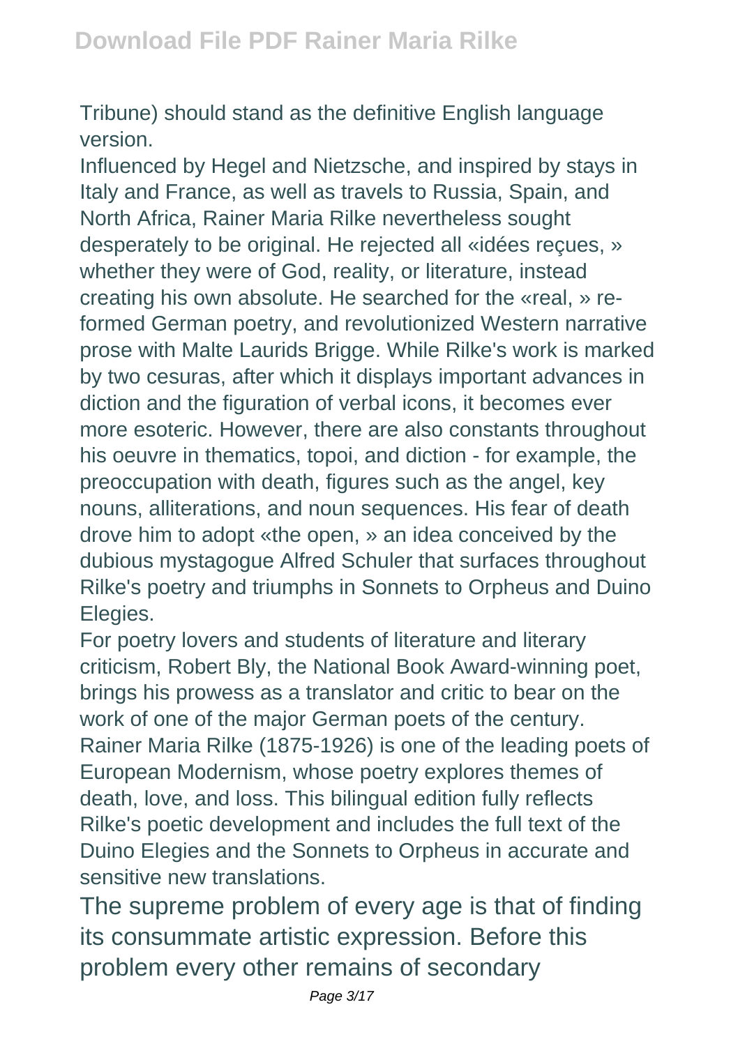Tribune) should stand as the definitive English language version.

Influenced by Hegel and Nietzsche, and inspired by stays in Italy and France, as well as travels to Russia, Spain, and North Africa, Rainer Maria Rilke nevertheless sought desperately to be original. He rejected all «idées reçues, » whether they were of God, reality, or literature, instead creating his own absolute. He searched for the «real, » re-formed German poetry, and revolutionized Western narrative prose with Malte Laurids Brigge. While Rilke's work is marked by two cesuras, after which it displays important advances in diction and the figuration of verbal icons, it becomes ever more esoteric. However, there are also constants throughout his oeuvre in thematics, topoi, and diction - for example, the preoccupation with death, figures such as the angel, key nouns, alliterations, and noun sequences. His fear of death drove him to adopt «the open, » an idea conceived by the dubious mystagogue Alfred Schuler that surfaces throughout Rilke's poetry and triumphs in Sonnets to Orpheus and Duino Elegies.

For poetry lovers and students of literature and literary criticism, Robert Bly, the National Book Award-winning poet, brings his prowess as a translator and critic to bear on the work of one of the major German poets of the century.

Rainer Maria Rilke (1875-1926) is one of the leading poets of European Modernism, whose poetry explores themes of death, love, and loss. This bilingual edition fully reflects Rilke's poetic development and includes the full text of the Duino Elegies and the Sonnets to Orpheus in accurate and sensitive new translations.

The supreme problem of every age is that of finding its consummate artistic expression. Before this problem every other remains of secondary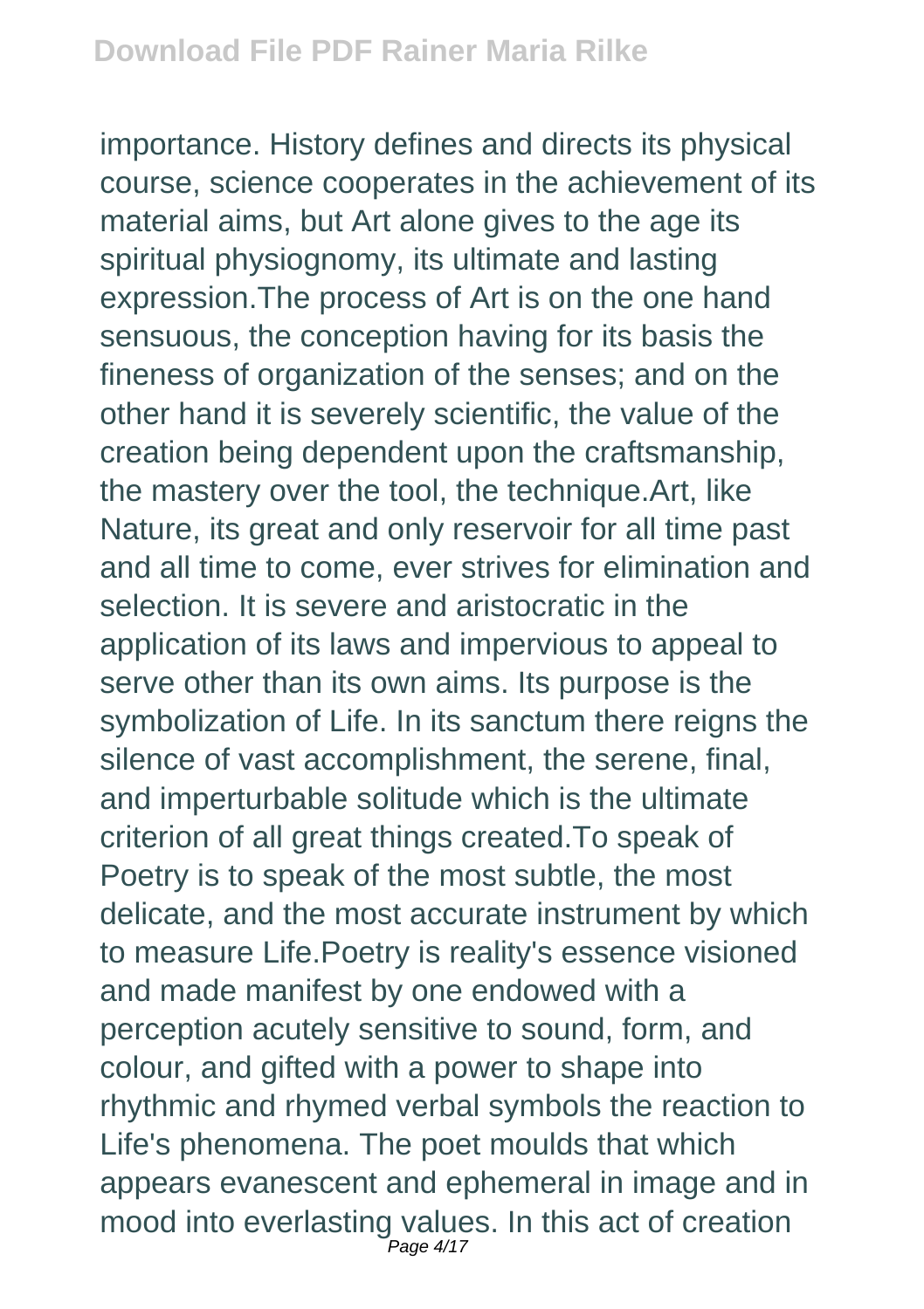importance. History defines and directs its physical course, science cooperates in the achievement of its material aims, but Art alone gives to the age its spiritual physiognomy, its ultimate and lasting expression.The process of Art is on the one hand sensuous, the conception having for its basis the fineness of organization of the senses; and on the other hand it is severely scientific, the value of the creation being dependent upon the craftsmanship, the mastery over the tool, the technique.Art, like Nature, its great and only reservoir for all time past and all time to come, ever strives for elimination and selection. It is severe and aristocratic in the application of its laws and impervious to appeal to serve other than its own aims. Its purpose is the symbolization of Life. In its sanctum there reigns the silence of vast accomplishment, the serene, final, and imperturbable solitude which is the ultimate criterion of all great things created.To speak of Poetry is to speak of the most subtle, the most delicate, and the most accurate instrument by which to measure Life.Poetry is reality's essence visioned and made manifest by one endowed with a perception acutely sensitive to sound, form, and colour, and gifted with a power to shape into rhythmic and rhymed verbal symbols the reaction to Life's phenomena. The poet moulds that which appears evanescent and ephemeral in image and in mood into everlasting values. In this act of creation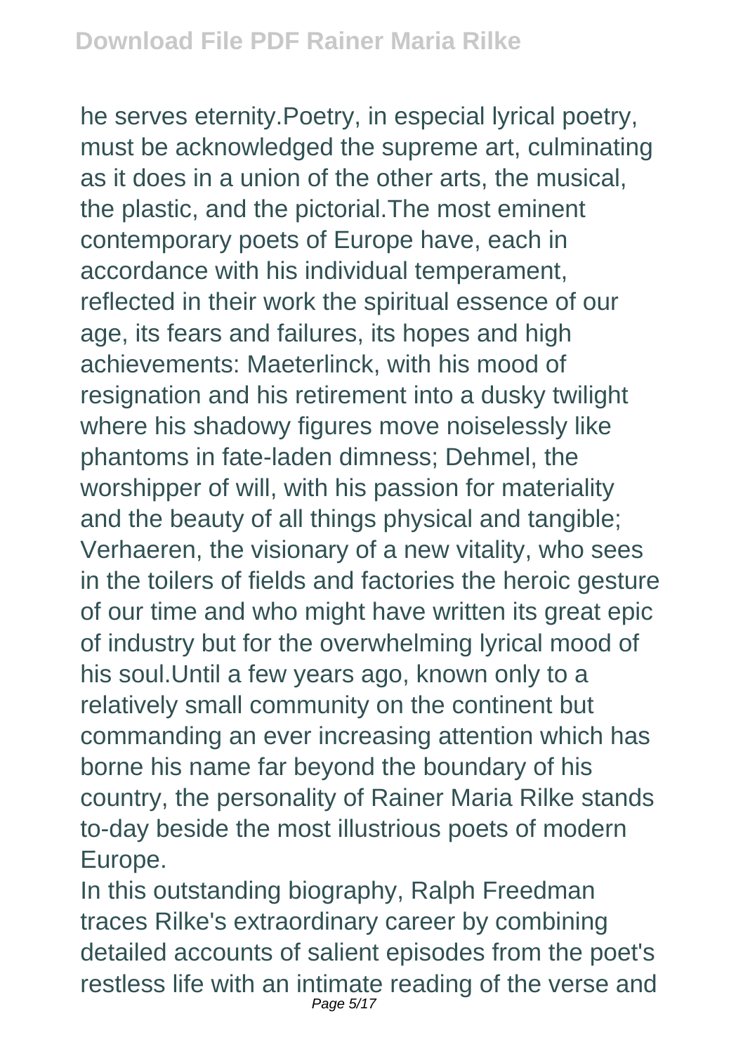he serves eternity.Poetry, in especial lyrical poetry, must be acknowledged the supreme art, culminating as it does in a union of the other arts, the musical, the plastic, and the pictorial.The most eminent contemporary poets of Europe have, each in accordance with his individual temperament, reflected in their work the spiritual essence of our age, its fears and failures, its hopes and high achievements: Maeterlinck, with his mood of resignation and his retirement into a dusky twilight where his shadowy figures move noiselessly like phantoms in fate-laden dimness; Dehmel, the worshipper of will, with his passion for materiality and the beauty of all things physical and tangible; Verhaeren, the visionary of a new vitality, who sees in the toilers of fields and factories the heroic gesture of our time and who might have written its great epic of industry but for the overwhelming lyrical mood of his soul.Until a few years ago, known only to a relatively small community on the continent but commanding an ever increasing attention which has borne his name far beyond the boundary of his country, the personality of Rainer Maria Rilke stands to-day beside the most illustrious poets of modern Europe.

In this outstanding biography, Ralph Freedman traces Rilke's extraordinary career by combining detailed accounts of salient episodes from the poet's restless life with an intimate reading of the verse and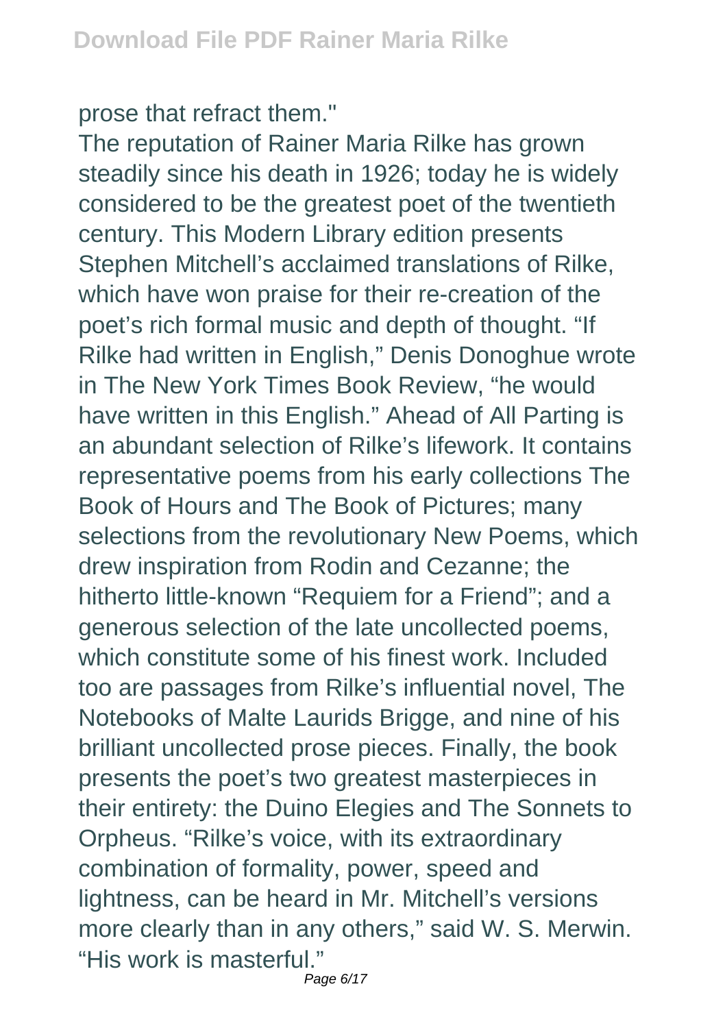prose that refract them."

The reputation of Rainer Maria Rilke has grown steadily since his death in 1926; today he is widely considered to be the greatest poet of the twentieth century. This Modern Library edition presents Stephen Mitchell's acclaimed translations of Rilke, which have won praise for their re-creation of the poet's rich formal music and depth of thought. "If Rilke had written in English," Denis Donoghue wrote in The New York Times Book Review, "he would have written in this English." Ahead of All Parting is an abundant selection of Rilke's lifework. It contains representative poems from his early collections The Book of Hours and The Book of Pictures; many selections from the revolutionary New Poems, which drew inspiration from Rodin and Cezanne; the hitherto little-known "Requiem for a Friend"; and a generous selection of the late uncollected poems, which constitute some of his finest work. Included too are passages from Rilke's influential novel, The Notebooks of Malte Laurids Brigge, and nine of his brilliant uncollected prose pieces. Finally, the book presents the poet's two greatest masterpieces in their entirety: the Duino Elegies and The Sonnets to Orpheus. "Rilke's voice, with its extraordinary combination of formality, power, speed and lightness, can be heard in Mr. Mitchell's versions more clearly than in any others," said W. S. Merwin. "His work is masterful."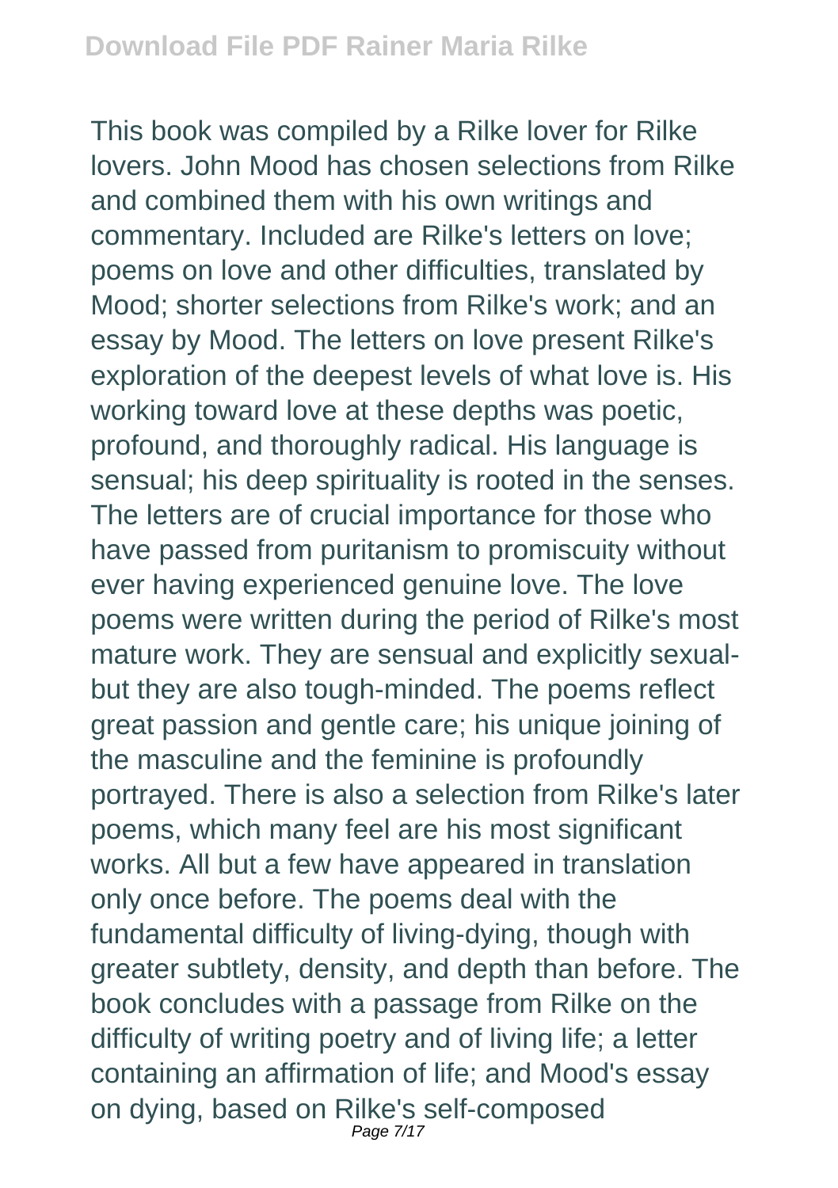This book was compiled by a Rilke lover for Rilke lovers. John Mood has chosen selections from Rilke and combined them with his own writings and commentary. Included are Rilke's letters on love; poems on love and other difficulties, translated by Mood; shorter selections from Rilke's work; and an essay by Mood. The letters on love present Rilke's exploration of the deepest levels of what love is. His working toward love at these depths was poetic, profound, and thoroughly radical. His language is sensual; his deep spirituality is rooted in the senses. The letters are of crucial importance for those who have passed from puritanism to promiscuity without ever having experienced genuine love. The love poems were written during the period of Rilke's most mature work. They are sensual and explicitly sexual-but they are also tough-minded. The poems reflect great passion and gentle care; his unique joining of the masculine and the feminine is profoundly portrayed. There is also a selection from Rilke's later poems, which many feel are his most significant works. All but a few have appeared in translation only once before. The poems deal with the fundamental difficulty of living-dying, though with greater subtlety, density, and depth than before. The book concludes with a passage from Rilke on the difficulty of writing poetry and of living life; a letter containing an affirmation of life; and Mood's essay on dying, based on Rilke's self-composed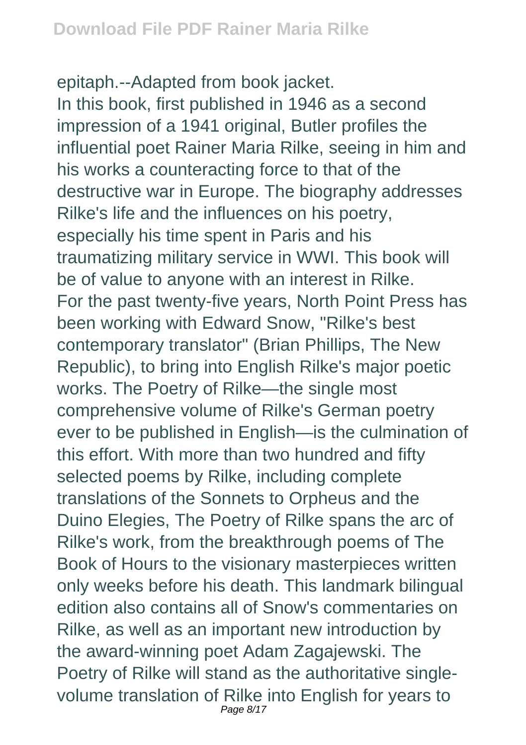epitaph.--Adapted from book jacket.

In this book, first published in 1946 as a second impression of a 1941 original, Butler profiles the influential poet Rainer Maria Rilke, seeing in him and his works a counteracting force to that of the destructive war in Europe. The biography addresses Rilke's life and the influences on his poetry, especially his time spent in Paris and his traumatizing military service in WWI. This book will be of value to anyone with an interest in Rilke.

For the past twenty-five years, North Point Press has been working with Edward Snow, "Rilke's best contemporary translator" (Brian Phillips, The New Republic), to bring into English Rilke's major poetic works. The Poetry of Rilke—the single most comprehensive volume of Rilke's German poetry ever to be published in English—is the culmination of this effort. With more than two hundred and fifty selected poems by Rilke, including complete translations of the Sonnets to Orpheus and the Duino Elegies, The Poetry of Rilke spans the arc of Rilke's work, from the breakthrough poems of The Book of Hours to the visionary masterpieces written only weeks before his death. This landmark bilingual edition also contains all of Snow's commentaries on Rilke, as well as an important new introduction by the award-winning poet Adam Zagajewski. The Poetry of Rilke will stand as the authoritative single-volume translation of Rilke into English for years to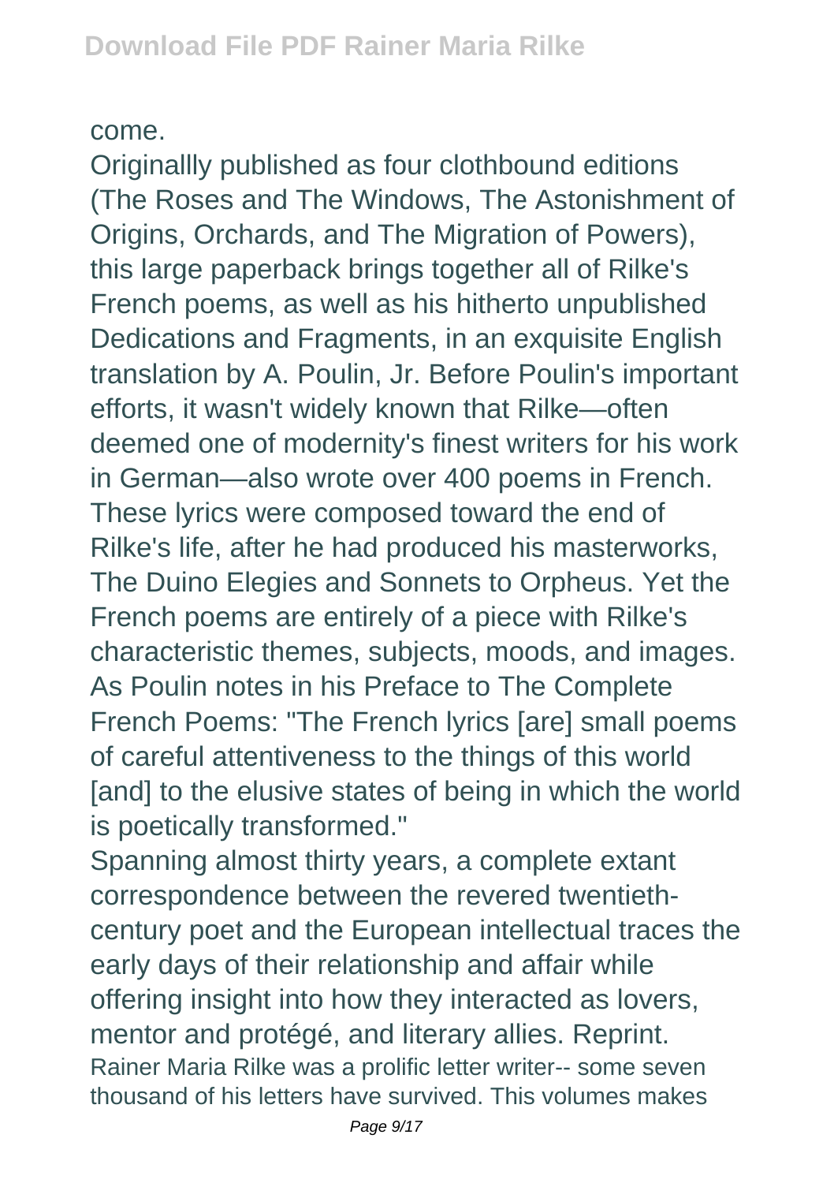come.

Originallly published as four clothbound editions (The Roses and The Windows, The Astonishment of Origins, Orchards, and The Migration of Powers), this large paperback brings together all of Rilke's French poems, as well as his hitherto unpublished Dedications and Fragments, in an exquisite English translation by A. Poulin, Jr. Before Poulin's important efforts, it wasn't widely known that Rilke—often deemed one of modernity's finest writers for his work in German—also wrote over 400 poems in French. These lyrics were composed toward the end of Rilke's life, after he had produced his masterworks, The Duino Elegies and Sonnets to Orpheus. Yet the French poems are entirely of a piece with Rilke's characteristic themes, subjects, moods, and images. As Poulin notes in his Preface to The Complete French Poems: "The French lyrics [are] small poems of careful attentiveness to the things of this world [and] to the elusive states of being in which the world is poetically transformed."

Spanning almost thirty years, a complete extant correspondence between the revered twentieth-century poet and the European intellectual traces the early days of their relationship and affair while offering insight into how they interacted as lovers, mentor and protégé, and literary allies. Reprint.

Rainer Maria Rilke was a prolific letter writer-- some seven thousand of his letters have survived. This volumes makes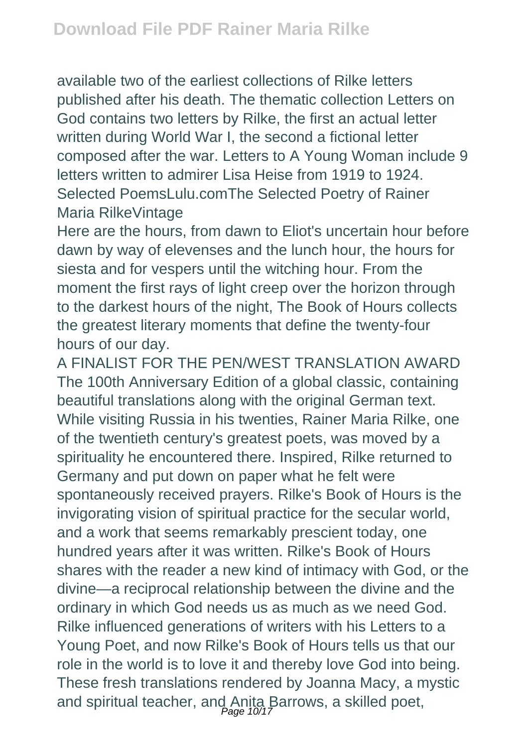available two of the earliest collections of Rilke letters published after his death. The thematic collection Letters on God contains two letters by Rilke, the first an actual letter written during World War I, the second a fictional letter composed after the war. Letters to A Young Woman include 9 letters written to admirer Lisa Heise from 1919 to 1924. Selected PoemsLulu.comThe Selected Poetry of Rainer Maria RilkeVintage

Here are the hours, from dawn to Eliot's uncertain hour before dawn by way of elevenses and the lunch hour, the hours for siesta and for vespers until the witching hour. From the moment the first rays of light creep over the horizon through to the darkest hours of the night, The Book of Hours collects the greatest literary moments that define the twenty-four hours of our day.

A FINALIST FOR THE PEN/WEST TRANSLATION AWARD The 100th Anniversary Edition of a global classic, containing beautiful translations along with the original German text. While visiting Russia in his twenties, Rainer Maria Rilke, one of the twentieth century's greatest poets, was moved by a spirituality he encountered there. Inspired, Rilke returned to Germany and put down on paper what he felt were spontaneously received prayers. Rilke's Book of Hours is the invigorating vision of spiritual practice for the secular world, and a work that seems remarkably prescient today, one hundred years after it was written. Rilke's Book of Hours shares with the reader a new kind of intimacy with God, or the divine—a reciprocal relationship between the divine and the ordinary in which God needs us as much as we need God. Rilke influenced generations of writers with his Letters to a Young Poet, and now Rilke's Book of Hours tells us that our role in the world is to love it and thereby love God into being. These fresh translations rendered by Joanna Macy, a mystic and spiritual teacher, and Anita Barrows, a skilled poet,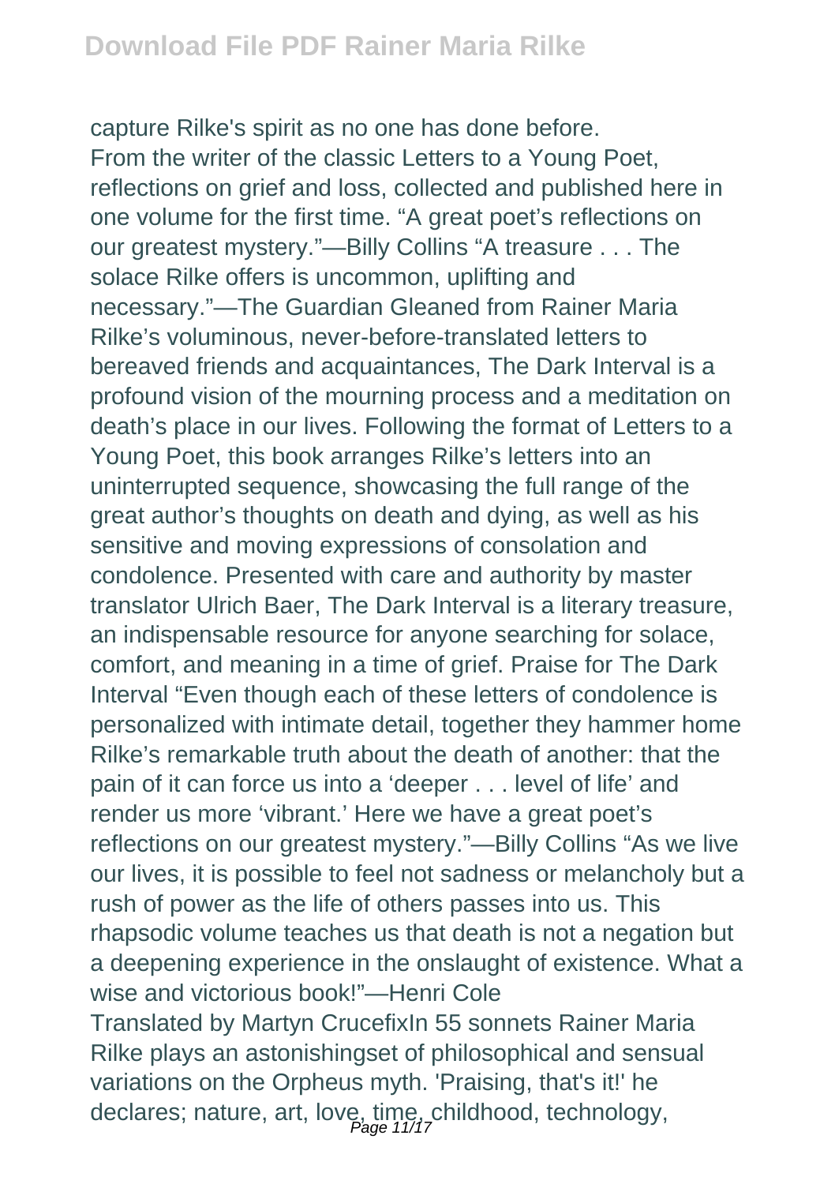capture Rilke's spirit as no one has done before.

From the writer of the classic Letters to a Young Poet, reflections on grief and loss, collected and published here in one volume for the first time. "A great poet's reflections on our greatest mystery."—Billy Collins "A treasure . . . The solace Rilke offers is uncommon, uplifting and necessary."—The Guardian Gleaned from Rainer Maria Rilke's voluminous, never-before-translated letters to bereaved friends and acquaintances, The Dark Interval is a profound vision of the mourning process and a meditation on death's place in our lives. Following the format of Letters to a Young Poet, this book arranges Rilke's letters into an uninterrupted sequence, showcasing the full range of the great author's thoughts on death and dying, as well as his sensitive and moving expressions of consolation and condolence. Presented with care and authority by master translator Ulrich Baer, The Dark Interval is a literary treasure, an indispensable resource for anyone searching for solace, comfort, and meaning in a time of grief. Praise for The Dark Interval "Even though each of these letters of condolence is personalized with intimate detail, together they hammer home Rilke's remarkable truth about the death of another: that the pain of it can force us into a 'deeper . . . level of life' and render us more 'vibrant.' Here we have a great poet's reflections on our greatest mystery."—Billy Collins "As we live our lives, it is possible to feel not sadness or melancholy but a rush of power as the life of others passes into us. This rhapsodic volume teaches us that death is not a negation but a deepening experience in the onslaught of existence. What a wise and victorious book!"—Henri Cole

Translated by Martyn CrucefixIn 55 sonnets Rainer Maria Rilke plays an astonishingset of philosophical and sensual variations on the Orpheus myth. 'Praising, that's it!' he declares; nature, art, love, time, childhood, technology,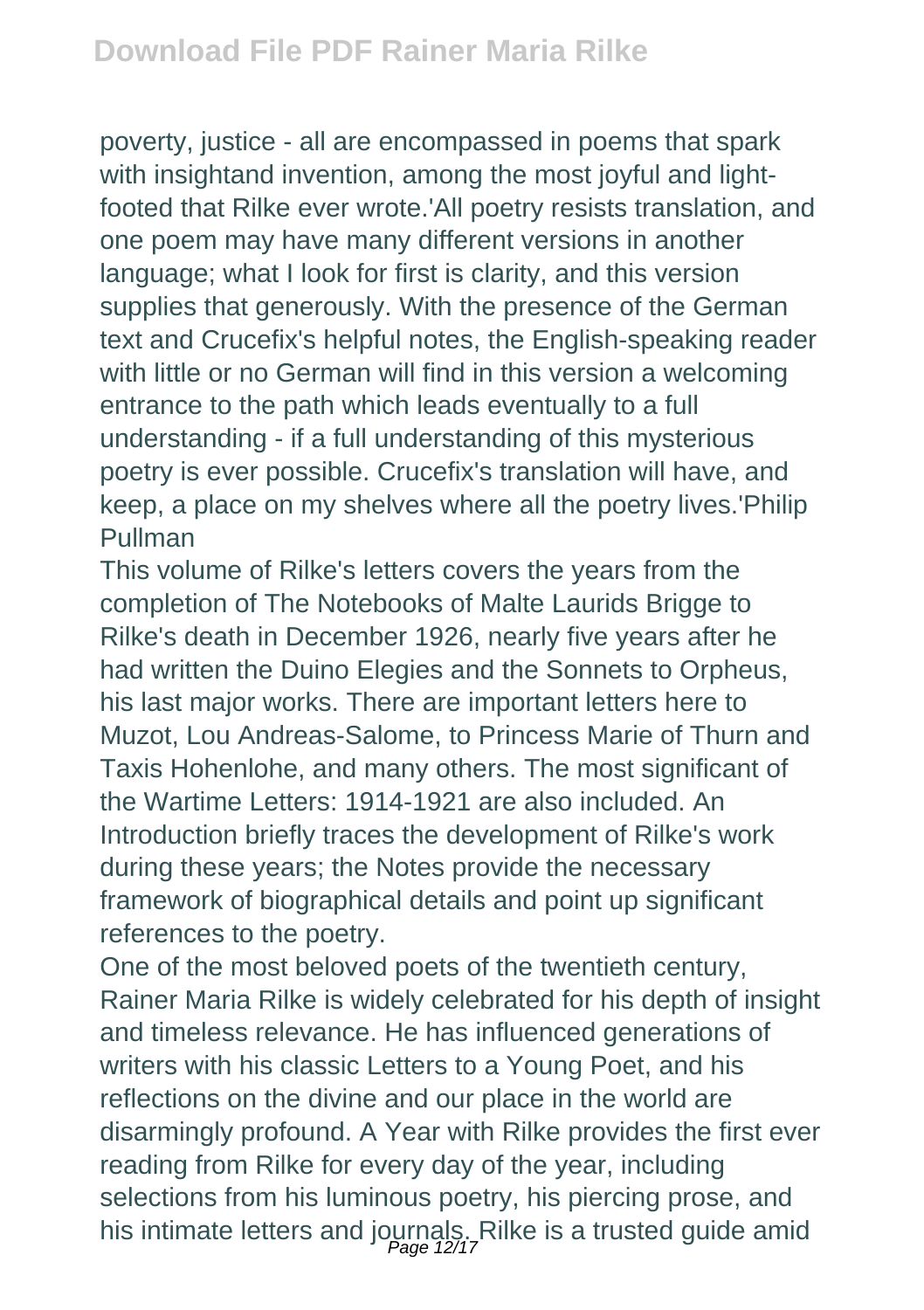poverty, justice - all are encompassed in poems that spark with insightand invention, among the most joyful and light-footed that Rilke ever wrote.'All poetry resists translation, and one poem may have many different versions in another language; what I look for first is clarity, and this version supplies that generously. With the presence of the German text and Crucefix's helpful notes, the English-speaking reader with little or no German will find in this version a welcoming entrance to the path which leads eventually to a full understanding - if a full understanding of this mysterious poetry is ever possible. Crucefix's translation will have, and keep, a place on my shelves where all the poetry lives.'Philip Pullman

This volume of Rilke's letters covers the years from the completion of The Notebooks of Malte Laurids Brigge to Rilke's death in December 1926, nearly five years after he had written the Duino Elegies and the Sonnets to Orpheus, his last major works. There are important letters here to Muzot, Lou Andreas-Salome, to Princess Marie of Thurn and Taxis Hohenlohe, and many others. The most significant of the Wartime Letters: 1914-1921 are also included. An Introduction briefly traces the development of Rilke's work during these years; the Notes provide the necessary framework of biographical details and point up significant references to the poetry.

One of the most beloved poets of the twentieth century, Rainer Maria Rilke is widely celebrated for his depth of insight and timeless relevance. He has influenced generations of writers with his classic Letters to a Young Poet, and his reflections on the divine and our place in the world are disarmingly profound. A Year with Rilke provides the first ever reading from Rilke for every day of the year, including selections from his luminous poetry, his piercing prose, and his intimate letters and journals. Rilke is a trusted guide amid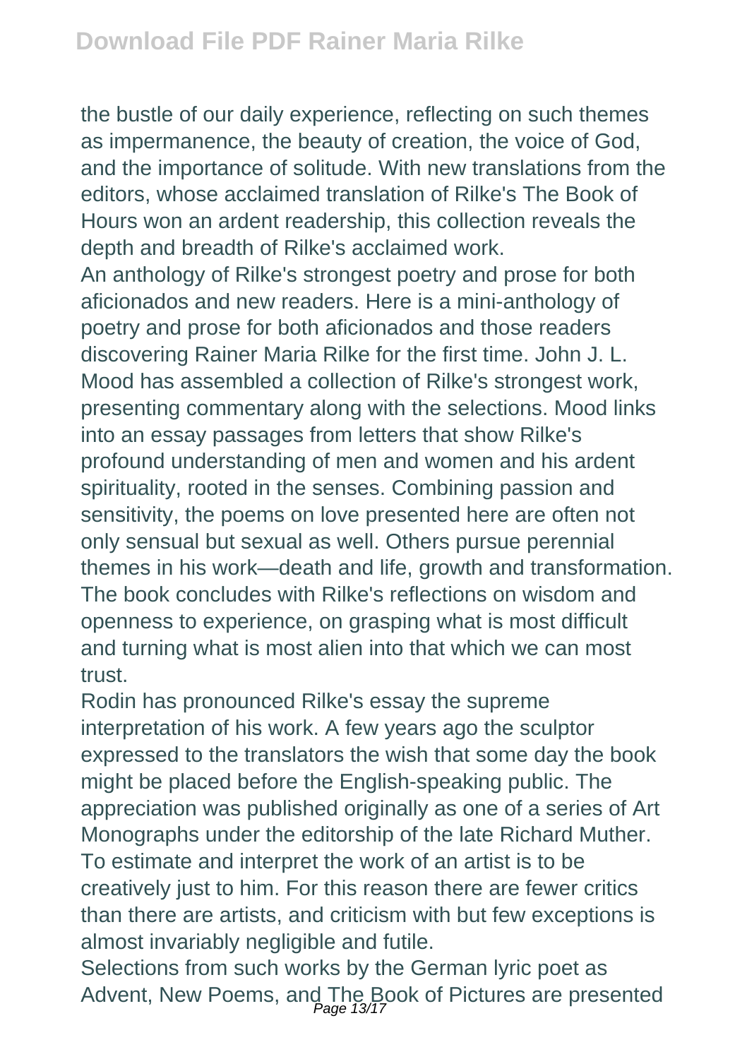the bustle of our daily experience, reflecting on such themes as impermanence, the beauty of creation, the voice of God, and the importance of solitude. With new translations from the editors, whose acclaimed translation of Rilke's The Book of Hours won an ardent readership, this collection reveals the depth and breadth of Rilke's acclaimed work.

An anthology of Rilke's strongest poetry and prose for both aficionados and new readers. Here is a mini-anthology of poetry and prose for both aficionados and those readers discovering Rainer Maria Rilke for the first time. John J. L. Mood has assembled a collection of Rilke's strongest work, presenting commentary along with the selections. Mood links into an essay passages from letters that show Rilke's profound understanding of men and women and his ardent spirituality, rooted in the senses. Combining passion and sensitivity, the poems on love presented here are often not only sensual but sexual as well. Others pursue perennial themes in his work—death and life, growth and transformation. The book concludes with Rilke's reflections on wisdom and openness to experience, on grasping what is most difficult and turning what is most alien into that which we can most trust.

Rodin has pronounced Rilke's essay the supreme interpretation of his work. A few years ago the sculptor expressed to the translators the wish that some day the book might be placed before the English-speaking public. The appreciation was published originally as one of a series of Art Monographs under the editorship of the late Richard Muther. To estimate and interpret the work of an artist is to be creatively just to him. For this reason there are fewer critics than there are artists, and criticism with but few exceptions is almost invariably negligible and futile.

Selections from such works by the German lyric poet as Advent, New Poems, and The Book of Pictures are presented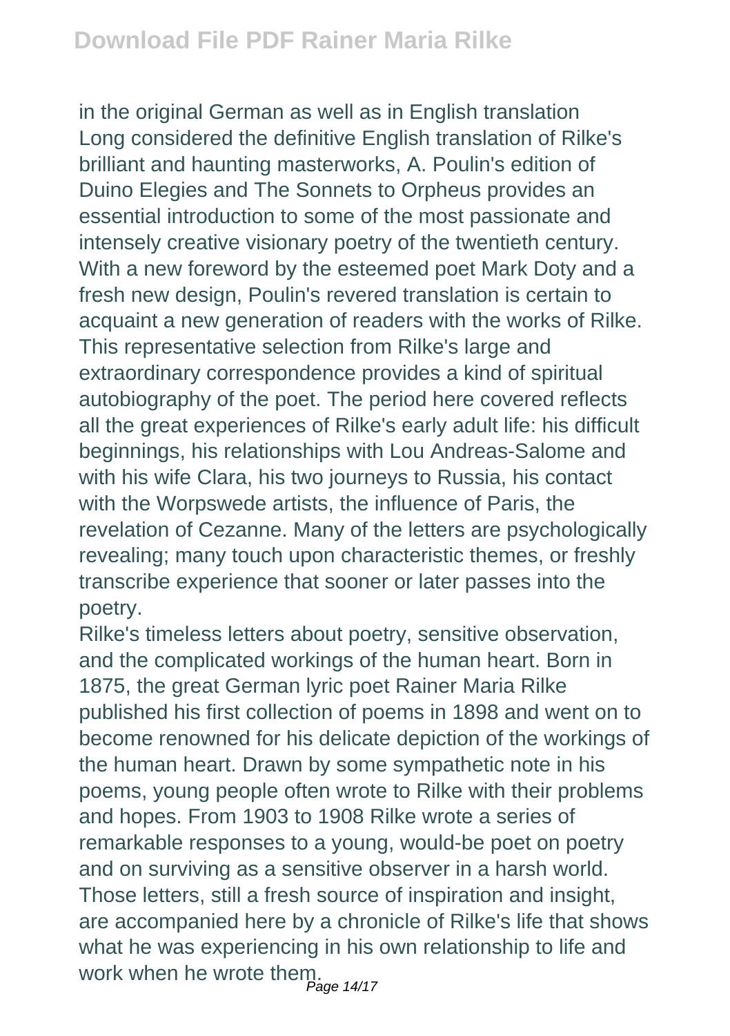in the original German as well as in English translation Long considered the definitive English translation of Rilke's brilliant and haunting masterworks, A. Poulin's edition of Duino Elegies and The Sonnets to Orpheus provides an essential introduction to some of the most passionate and intensely creative visionary poetry of the twentieth century. With a new foreword by the esteemed poet Mark Doty and a fresh new design, Poulin's revered translation is certain to acquaint a new generation of readers with the works of Rilke. This representative selection from Rilke's large and extraordinary correspondence provides a kind of spiritual autobiography of the poet. The period here covered reflects all the great experiences of Rilke's early adult life: his difficult beginnings, his relationships with Lou Andreas-Salome and with his wife Clara, his two journeys to Russia, his contact with the Worpswede artists, the influence of Paris, the revelation of Cezanne. Many of the letters are psychologically revealing; many touch upon characteristic themes, or freshly transcribe experience that sooner or later passes into the poetry.

Rilke's timeless letters about poetry, sensitive observation, and the complicated workings of the human heart. Born in 1875, the great German lyric poet Rainer Maria Rilke published his first collection of poems in 1898 and went on to become renowned for his delicate depiction of the workings of the human heart. Drawn by some sympathetic note in his poems, young people often wrote to Rilke with their problems and hopes. From 1903 to 1908 Rilke wrote a series of remarkable responses to a young, would-be poet on poetry and on surviving as a sensitive observer in a harsh world. Those letters, still a fresh source of inspiration and insight, are accompanied here by a chronicle of Rilke's life that shows what he was experiencing in his own relationship to life and work when he wrote them.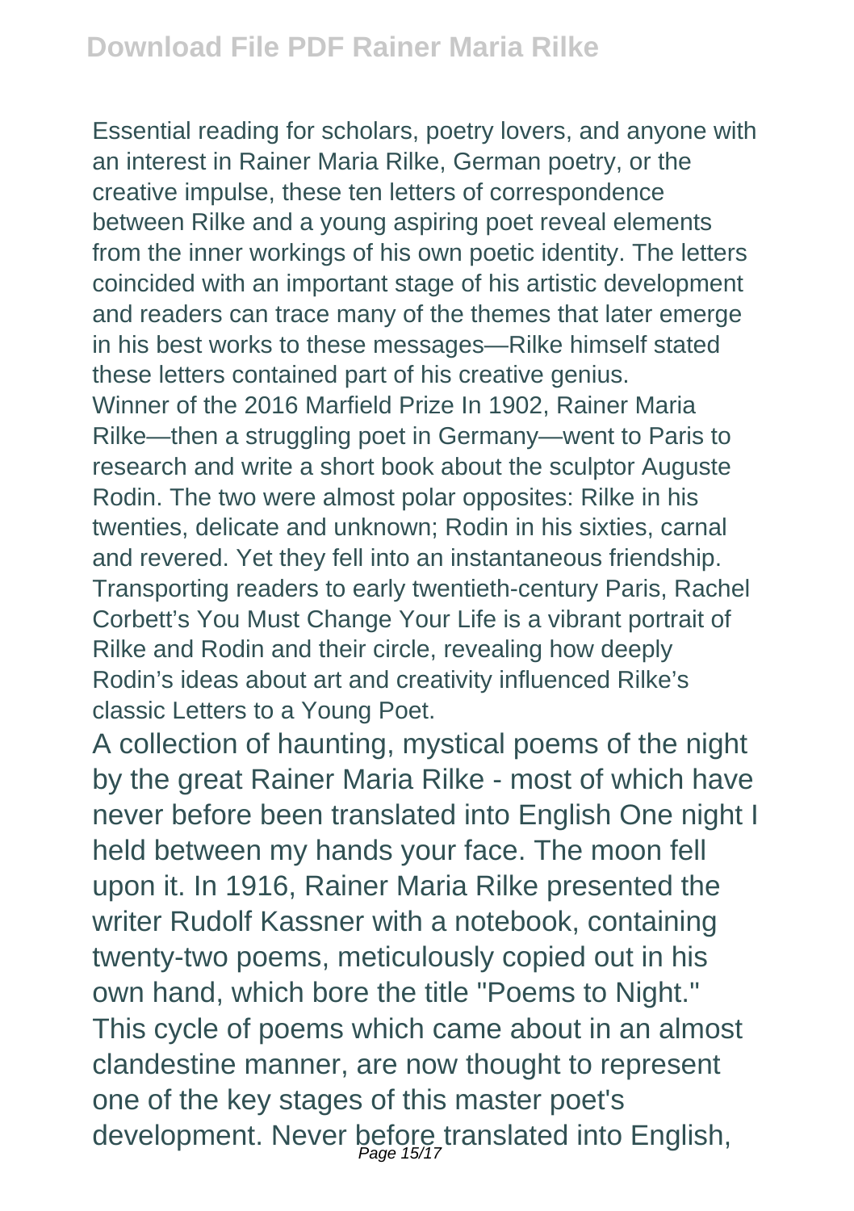Essential reading for scholars, poetry lovers, and anyone with an interest in Rainer Maria Rilke, German poetry, or the creative impulse, these ten letters of correspondence between Rilke and a young aspiring poet reveal elements from the inner workings of his own poetic identity. The letters coincided with an important stage of his artistic development and readers can trace many of the themes that later emerge in his best works to these messages—Rilke himself stated these letters contained part of his creative genius.
Winner of the 2016 Marfield Prize In 1902, Rainer Maria Rilke—then a struggling poet in Germany—went to Paris to research and write a short book about the sculptor Auguste Rodin. The two were almost polar opposites: Rilke in his twenties, delicate and unknown; Rodin in his sixties, carnal and revered. Yet they fell into an instantaneous friendship. Transporting readers to early twentieth-century Paris, Rachel Corbett's You Must Change Your Life is a vibrant portrait of Rilke and Rodin and their circle, revealing how deeply Rodin's ideas about art and creativity influenced Rilke's classic Letters to a Young Poet.

A collection of haunting, mystical poems of the night by the great Rainer Maria Rilke - most of which have never before been translated into English One night I held between my hands your face. The moon fell upon it. In 1916, Rainer Maria Rilke presented the writer Rudolf Kassner with a notebook, containing twenty-two poems, meticulously copied out in his own hand, which bore the title "Poems to Night." This cycle of poems which came about in an almost clandestine manner, are now thought to represent one of the key stages of this master poet's development. Never before translated into English,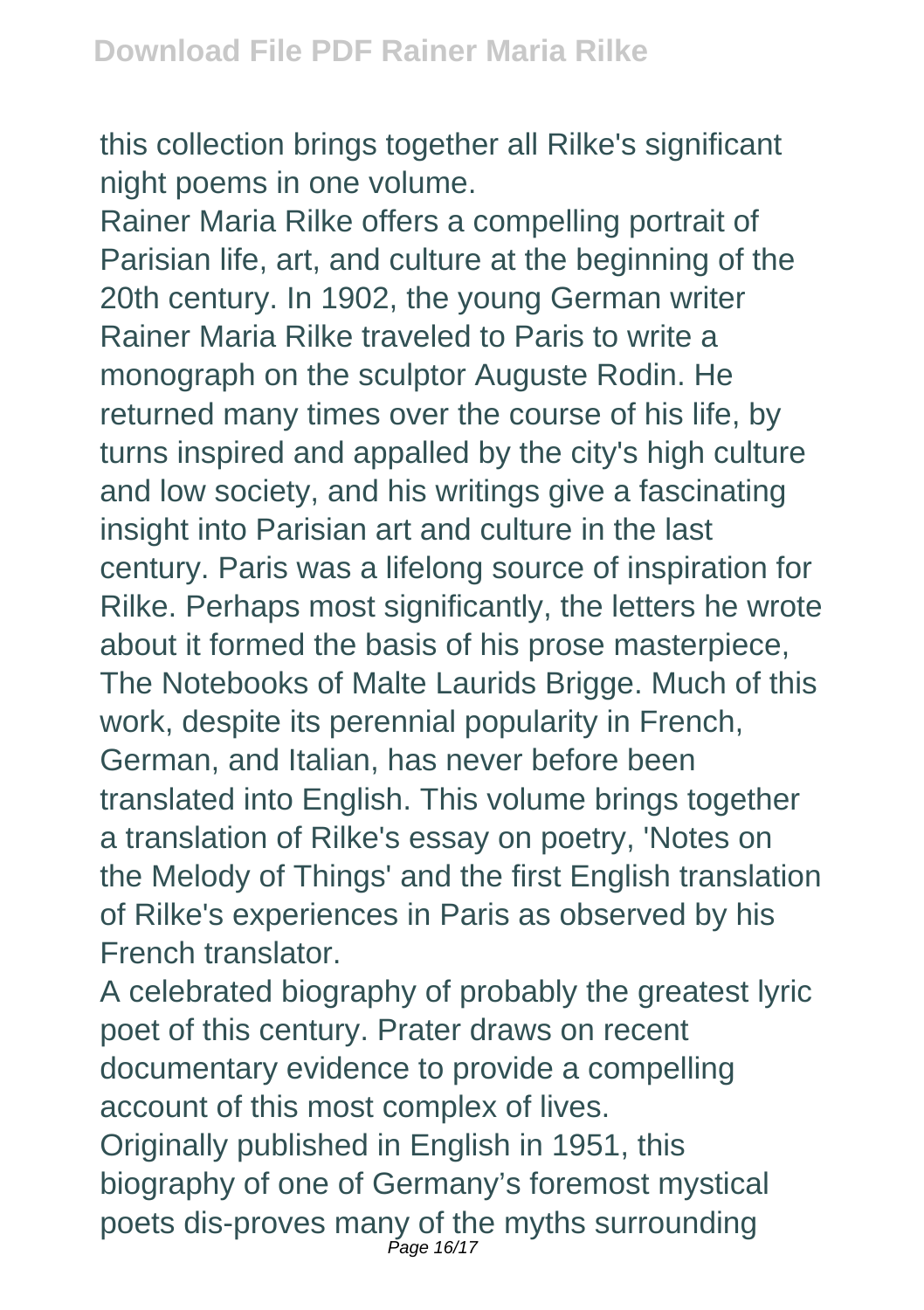this collection brings together all Rilke's significant night poems in one volume.

Rainer Maria Rilke offers a compelling portrait of Parisian life, art, and culture at the beginning of the 20th century. In 1902, the young German writer Rainer Maria Rilke traveled to Paris to write a monograph on the sculptor Auguste Rodin. He returned many times over the course of his life, by turns inspired and appalled by the city's high culture and low society, and his writings give a fascinating insight into Parisian art and culture in the last century. Paris was a lifelong source of inspiration for Rilke. Perhaps most significantly, the letters he wrote about it formed the basis of his prose masterpiece, The Notebooks of Malte Laurids Brigge. Much of this work, despite its perennial popularity in French, German, and Italian, has never before been translated into English. This volume brings together a translation of Rilke's essay on poetry, 'Notes on the Melody of Things' and the first English translation of Rilke's experiences in Paris as observed by his French translator.

A celebrated biography of probably the greatest lyric poet of this century. Prater draws on recent documentary evidence to provide a compelling account of this most complex of lives.

Originally published in English in 1951, this biography of one of Germany's foremost mystical poets dis-proves many of the myths surrounding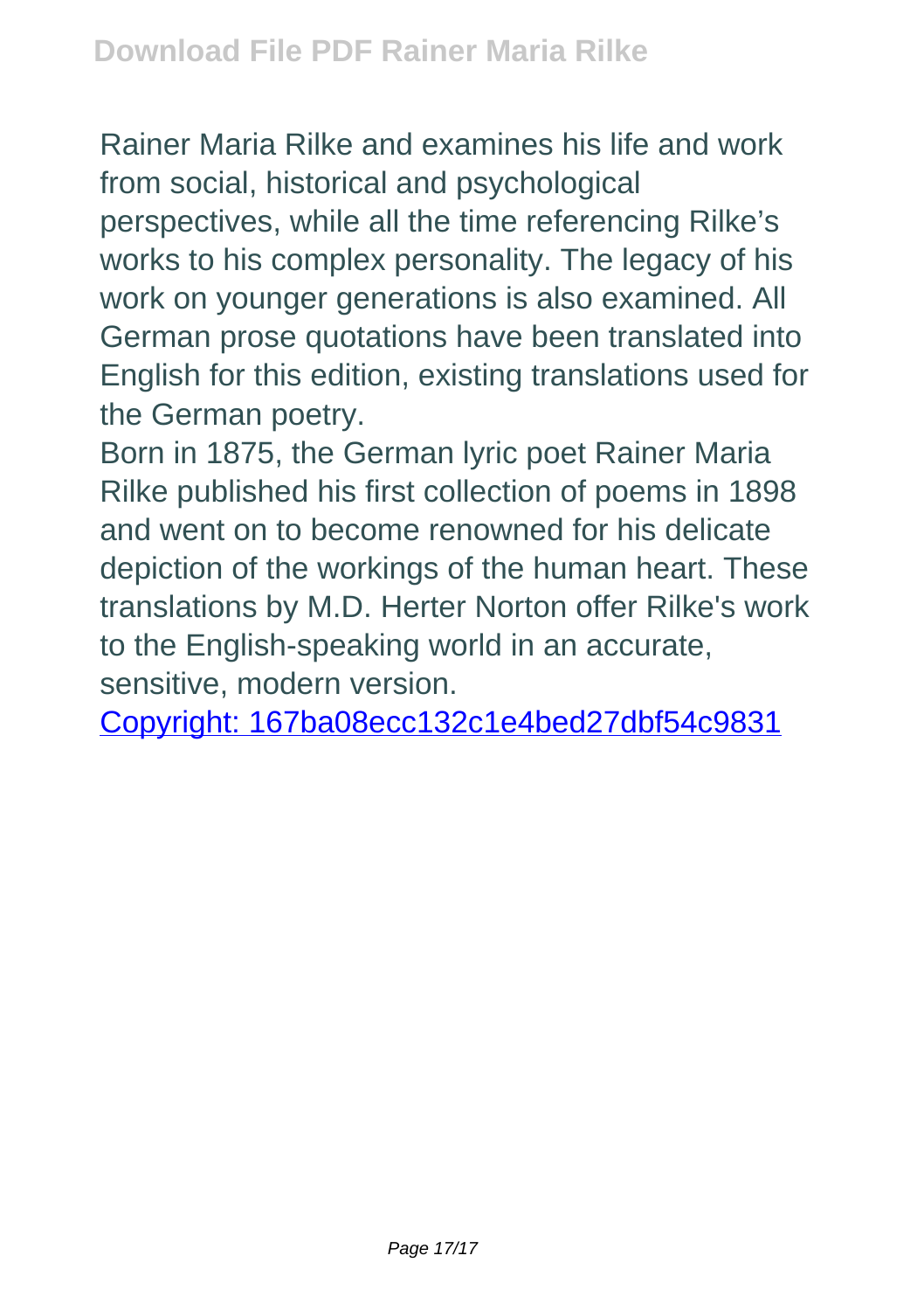Rainer Maria Rilke and examines his life and work from social, historical and psychological perspectives, while all the time referencing Rilke's works to his complex personality. The legacy of his work on younger generations is also examined. All German prose quotations have been translated into English for this edition, existing translations used for the German poetry.

Born in 1875, the German lyric poet Rainer Maria Rilke published his first collection of poems in 1898 and went on to become renowned for his delicate depiction of the workings of the human heart. These translations by M.D. Herter Norton offer Rilke's work to the English-speaking world in an accurate, sensitive, modern version.

Copyright: 167ba08ecc132c1e4bed27dbf54c9831